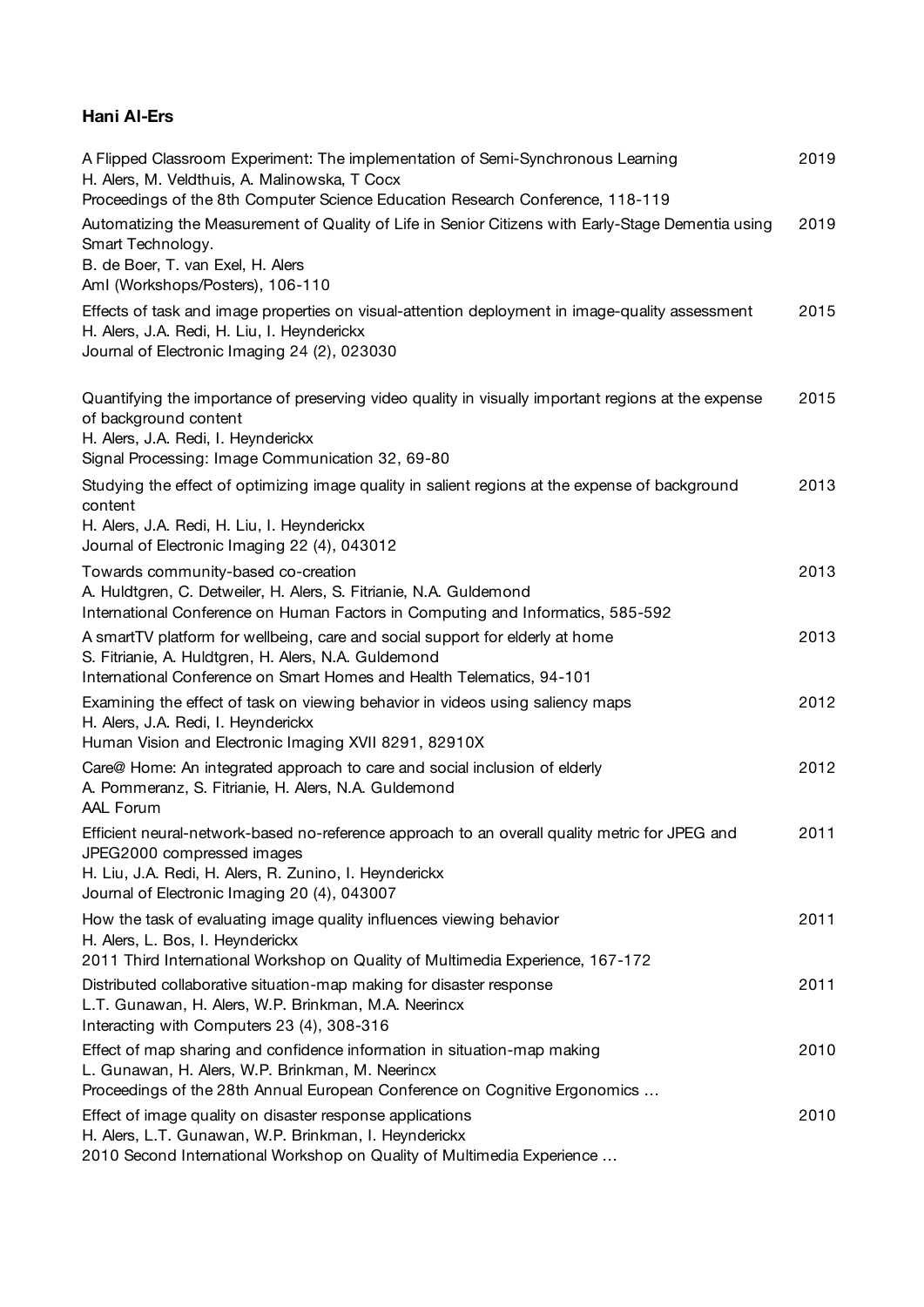**Hani Al-Ers**

A Flipped Classroom Experiment: The implementation of Semi-Synchronous Learning — 2019
H. Alers, M. Veldthuis, A. Malinowska, T Cocx
Proceedings of the 8th Computer Science Education Research Conference, 118-119

Automatizing the Measurement of Quality of Life in Senior Citizens with Early-Stage Dementia using Smart Technology. — 2019
B. de Boer, T. van Exel, H. Alers
AmI (Workshops/Posters), 106-110

Effects of task and image properties on visual-attention deployment in image-quality assessment — 2015
H. Alers, J.A. Redi, H. Liu, I. Heynderickx
Journal of Electronic Imaging 24 (2), 023030

Quantifying the importance of preserving video quality in visually important regions at the expense of background content — 2015
H. Alers, J.A. Redi, I. Heynderickx
Signal Processing: Image Communication 32, 69-80

Studying the effect of optimizing image quality in salient regions at the expense of background content — 2013
H. Alers, J.A. Redi, H. Liu, I. Heynderickx
Journal of Electronic Imaging 22 (4), 043012

Towards community-based co-creation — 2013
A. Huldtgren, C. Detweiler, H. Alers, S. Fitrianie, N.A. Guldemond
International Conference on Human Factors in Computing and Informatics, 585-592

A smartTV platform for wellbeing, care and social support for elderly at home — 2013
S. Fitrianie, A. Huldtgren, H. Alers, N.A. Guldemond
International Conference on Smart Homes and Health Telematics, 94-101

Examining the effect of task on viewing behavior in videos using saliency maps — 2012
H. Alers, J.A. Redi, I. Heynderickx
Human Vision and Electronic Imaging XVII 8291, 82910X

Care@ Home: An integrated approach to care and social inclusion of elderly — 2012
A. Pommeranz, S. Fitrianie, H. Alers, N.A. Guldemond
AAL Forum

Efficient neural-network-based no-reference approach to an overall quality metric for JPEG and JPEG2000 compressed images — 2011
H. Liu, J.A. Redi, H. Alers, R. Zunino, I. Heynderickx
Journal of Electronic Imaging 20 (4), 043007

How the task of evaluating image quality influences viewing behavior — 2011
H. Alers, L. Bos, I. Heynderickx
2011 Third International Workshop on Quality of Multimedia Experience, 167-172

Distributed collaborative situation-map making for disaster response — 2011
L.T. Gunawan, H. Alers, W.P. Brinkman, M.A. Neerincx
Interacting with Computers 23 (4), 308-316

Effect of map sharing and confidence information in situation-map making — 2010
L. Gunawan, H. Alers, W.P. Brinkman, M. Neerincx
Proceedings of the 28th Annual European Conference on Cognitive Ergonomics …

Effect of image quality on disaster response applications — 2010
H. Alers, L.T. Gunawan, W.P. Brinkman, I. Heynderickx
2010 Second International Workshop on Quality of Multimedia Experience …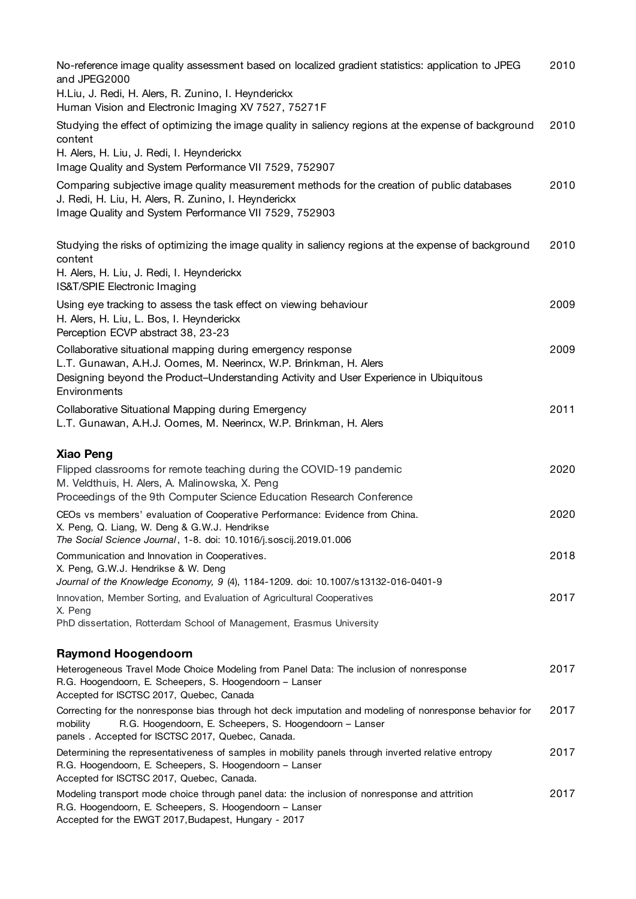No-reference image quality assessment based on localized gradient statistics: application to JPEG and JPEG2000 — 2010
H.Liu, J. Redi, H. Alers, R. Zunino, I. Heynderickx
Human Vision and Electronic Imaging XV 7527, 75271F

Studying the effect of optimizing the image quality in saliency regions at the expense of background content — 2010
H. Alers, H. Liu, J. Redi, I. Heynderickx
Image Quality and System Performance VII 7529, 752907

Comparing subjective image quality measurement methods for the creation of public databases — 2010
J. Redi, H. Liu, H. Alers, R. Zunino, I. Heynderickx
Image Quality and System Performance VII 7529, 752903

Studying the risks of optimizing the image quality in saliency regions at the expense of background content — 2010
H. Alers, H. Liu, J. Redi, I. Heynderickx
IS&T/SPIE Electronic Imaging

Using eye tracking to assess the task effect on viewing behaviour — 2009
H. Alers, H. Liu, L. Bos, I. Heynderickx
Perception ECVP abstract 38, 23-23

Collaborative situational mapping during emergency response — 2009
L.T. Gunawan, A.H.J. Oomes, M. Neerincx, W.P. Brinkman, H. Alers
Designing beyond the Product–Understanding Activity and User Experience in Ubiquitous Environments

Collaborative Situational Mapping during Emergency — 2011
L.T. Gunawan, A.H.J. Oomes, M. Neerincx, W.P. Brinkman, H. Alers

### Xiao Peng

Flipped classrooms for remote teaching during the COVID-19 pandemic — 2020
M. Veldthuis, H. Alers, A. Malinowska, X. Peng
Proceedings of the 9th Computer Science Education Research Conference

CEOs vs members' evaluation of Cooperative Performance: Evidence from China. — 2020
X. Peng, Q. Liang, W. Deng & G.W.J. Hendrikse
*The Social Science Journal*, 1-8. doi: 10.1016/j.soscij.2019.01.006

Communication and Innovation in Cooperatives. — 2018
X. Peng, G.W.J. Hendrikse & W. Deng
*Journal of the Knowledge Economy, 9* (4), 1184-1209. doi: 10.1007/s13132-016-0401-9

Innovation, Member Sorting, and Evaluation of Agricultural Cooperatives — 2017
X. Peng
PhD dissertation, Rotterdam School of Management, Erasmus University

### Raymond Hoogendoorn

Heterogeneous Travel Mode Choice Modeling from Panel Data: The inclusion of nonresponse — 2017
R.G. Hoogendoorn, E. Scheepers, S. Hoogendoorn – Lanser
Accepted for ISCTSC 2017, Quebec, Canada

Correcting for the nonresponse bias through hot deck imputation and modeling of nonresponse behavior for mobility panels — 2017
R.G. Hoogendoorn, E. Scheepers, S. Hoogendoorn – Lanser
Accepted for ISCTSC 2017, Quebec, Canada.

Determining the representativeness of samples in mobility panels through inverted relative entropy — 2017
R.G. Hoogendoorn, E. Scheepers, S. Hoogendoorn – Lanser
Accepted for ISCTSC 2017, Quebec, Canada.

Modeling transport mode choice through panel data: the inclusion of nonresponse and attrition — 2017
R.G. Hoogendoorn, E. Scheepers, S. Hoogendoorn – Lanser
Accepted for the EWGT 2017, Budapest, Hungary - 2017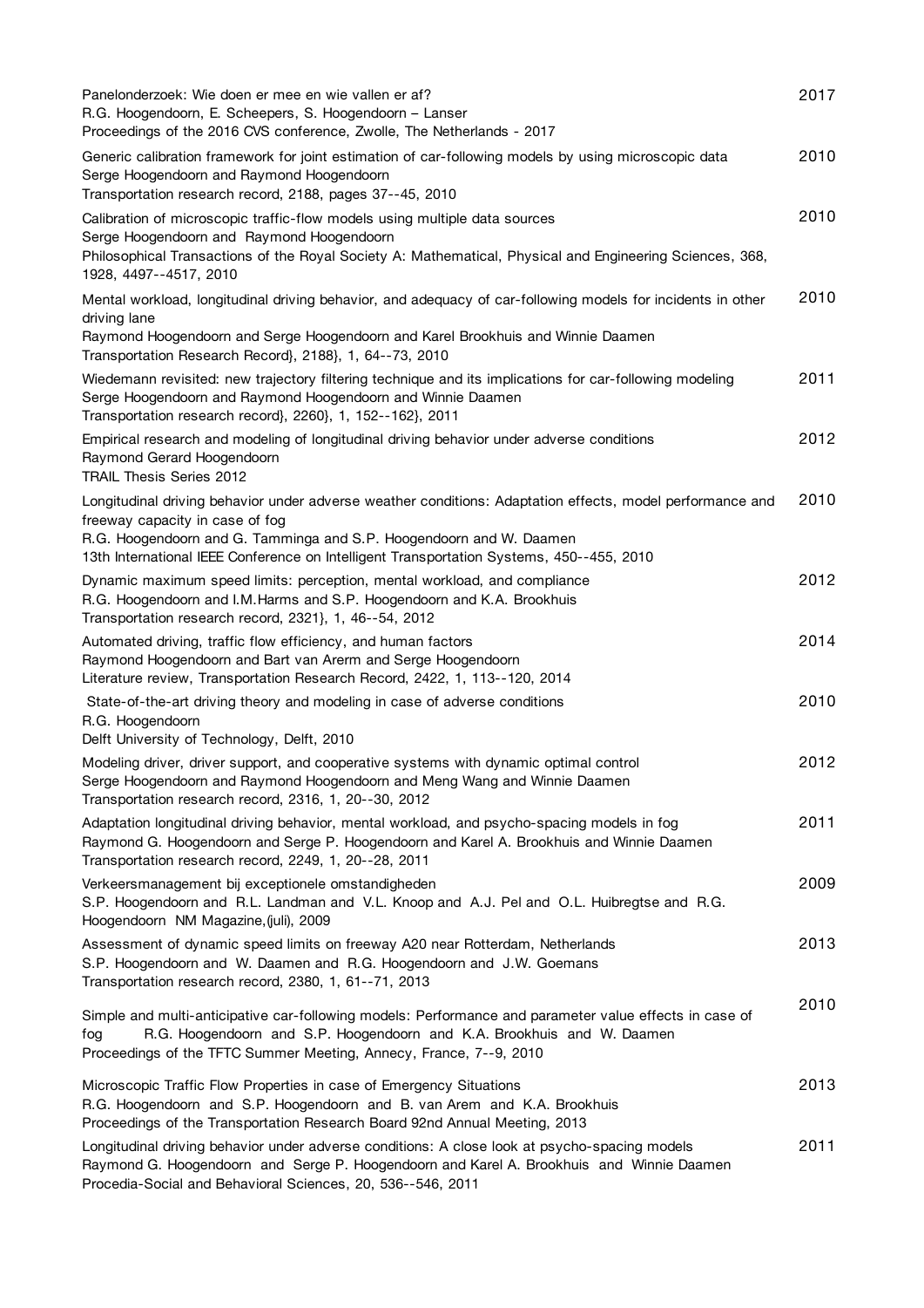Panelonderzoek: Wie doen er mee en wie vallen er af?
R.G. Hoogendoorn, E. Scheepers, S. Hoogendoorn – Lanser
Proceedings of the 2016 CVS conference, Zwolle, The Netherlands - 2017 — 2017

Generic calibration framework for joint estimation of car-following models by using microscopic data
Serge Hoogendoorn and Raymond Hoogendoorn
Transportation research record, 2188, pages 37--45, 2010 — 2010

Calibration of microscopic traffic-flow models using multiple data sources
Serge Hoogendoorn and Raymond Hoogendoorn
Philosophical Transactions of the Royal Society A: Mathematical, Physical and Engineering Sciences, 368, 1928, 4497--4517, 2010 — 2010

Mental workload, longitudinal driving behavior, and adequacy of car-following models for incidents in other driving lane
Raymond Hoogendoorn and Serge Hoogendoorn and Karel Brookhuis and Winnie Daamen
Transportation Research Record}, 2188}, 1, 64--73, 2010 — 2010

Wiedemann revisited: new trajectory filtering technique and its implications for car-following modeling
Serge Hoogendoorn and Raymond Hoogendoorn and Winnie Daamen
Transportation research record}, 2260}, 1, 152--162}, 2011 — 2011

Empirical research and modeling of longitudinal driving behavior under adverse conditions
Raymond Gerard Hoogendoorn
TRAIL Thesis Series 2012 — 2012

Longitudinal driving behavior under adverse weather conditions: Adaptation effects, model performance and freeway capacity in case of fog
R.G. Hoogendoorn and G. Tamminga and S.P. Hoogendoorn and W. Daamen
13th International IEEE Conference on Intelligent Transportation Systems, 450--455, 2010 — 2010

Dynamic maximum speed limits: perception, mental workload, and compliance
R.G. Hoogendoorn and I.M.Harms and S.P. Hoogendoorn and K.A. Brookhuis
Transportation research record, 2321}, 1, 46--54, 2012 — 2012

Automated driving, traffic flow efficiency, and human factors
Raymond Hoogendoorn and Bart van Arerm and Serge Hoogendoorn
Literature review, Transportation Research Record, 2422, 1, 113--120, 2014 — 2014

State-of-the-art driving theory and modeling in case of adverse conditions
R.G. Hoogendoorn
Delft University of Technology, Delft, 2010 — 2010

Modeling driver, driver support, and cooperative systems with dynamic optimal control
Serge Hoogendoorn and Raymond Hoogendoorn and Meng Wang and Winnie Daamen
Transportation research record, 2316, 1, 20--30, 2012 — 2012

Adaptation longitudinal driving behavior, mental workload, and psycho-spacing models in fog
Raymond G. Hoogendoorn and Serge P. Hoogendoorn and Karel A. Brookhuis and Winnie Daamen
Transportation research record, 2249, 1, 20--28, 2011 — 2011

Verkeersmanagement bij exceptionele omstandigheden
S.P. Hoogendoorn and R.L. Landman and V.L. Knoop and A.J. Pel and O.L. Huibregtse and R.G. Hoogendoorn NM Magazine,(juli), 2009 — 2009

Assessment of dynamic speed limits on freeway A20 near Rotterdam, Netherlands
S.P. Hoogendoorn and W. Daamen and R.G. Hoogendoorn and J.W. Goemans
Transportation research record, 2380, 1, 61--71, 2013 — 2013

Simple and multi-anticipative car-following models: Performance and parameter value effects in case of fog R.G. Hoogendoorn and S.P. Hoogendoorn and K.A. Brookhuis and W. Daamen
Proceedings of the TFTC Summer Meeting, Annecy, France, 7--9, 2010 — 2010

Microscopic Traffic Flow Properties in case of Emergency Situations
R.G. Hoogendoorn and S.P. Hoogendoorn and B. van Arem and K.A. Brookhuis
Proceedings of the Transportation Research Board 92nd Annual Meeting, 2013 — 2013

Longitudinal driving behavior under adverse conditions: A close look at psycho-spacing models
Raymond G. Hoogendoorn and Serge P. Hoogendoorn and Karel A. Brookhuis and Winnie Daamen
Procedia-Social and Behavioral Sciences, 20, 536--546, 2011 — 2011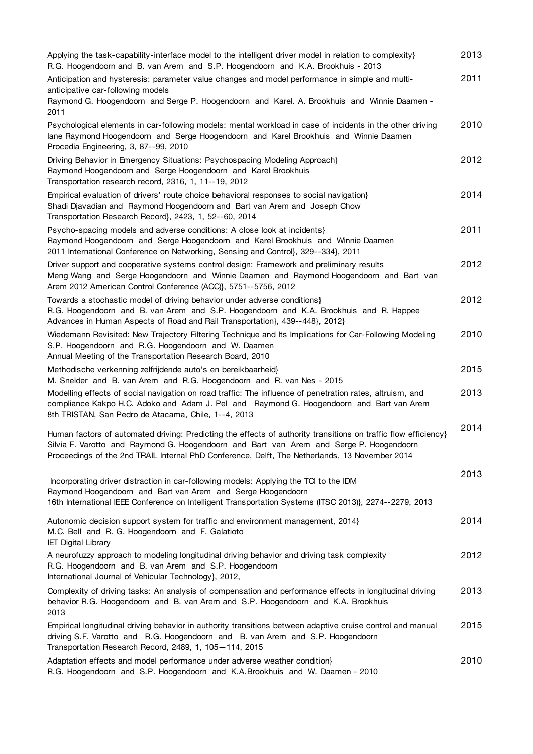Applying the task-capability-interface model to the intelligent driver model in relation to complexity}
R.G. Hoogendoorn and B. van Arem and S.P. Hoogendoorn and K.A. Brookhuis - 2013
2013

Anticipation and hysteresis: parameter value changes and model performance in simple and multi-anticipative car-following models
Raymond G. Hoogendoorn and Serge P. Hoogendoorn and Karel. A. Brookhuis and Winnie Daamen - 2011
2011

Psychological elements in car-following models: mental workload in case of incidents in the other driving lane Raymond Hoogendoorn and Serge Hoogendoorn and Karel Brookhuis and Winnie Daamen
Procedia Engineering, 3, 87--99, 2010
2010

Driving Behavior in Emergency Situations: Psychospacing Modeling Approach}
Raymond Hoogendoorn and Serge Hoogendoorn and Karel Brookhuis
Transportation research record, 2316, 1, 11--19, 2012
2012

Empirical evaluation of drivers' route choice behavioral responses to social navigation}
Shadi Djavadian and Raymond Hoogendoorn and Bart van Arem and Joseph Chow
Transportation Research Record}, 2423, 1, 52--60, 2014
2014

Psycho-spacing models and adverse conditions: A close look at incidents}
Raymond Hoogendoorn and Serge Hoogendoorn and Karel Brookhuis and Winnie Daamen
2011 International Conference on Networking, Sensing and Control}, 329--334}, 2011
2011

Driver support and cooperative systems control design: Framework and preliminary results
Meng Wang and Serge Hoogendoorn and Winnie Daamen and Raymond Hoogendoorn and Bart van Arem 2012 American Control Conference (ACC)}, 5751--5756, 2012
2012

Towards a stochastic model of driving behavior under adverse conditions}
R.G. Hoogendoorn and B. van Arem and S.P. Hoogendoorn and K.A. Brookhuis and R. Happee
Advances in Human Aspects of Road and Rail Transportation}, 439--448}, 2012}
2012

Wiedemann Revisited: New Trajectory Filtering Technique and Its Implications for Car-Following Modeling
S.P. Hoogendoorn and R.G. Hoogendoorn and W. Daamen
Annual Meeting of the Transportation Research Board, 2010
2010

Methodische verkenning zelfrijdende auto's en bereikbaarheid}
M. Snelder and B. van Arem and R.G. Hoogendoorn and R. van Nes - 2015
2015

Modelling effects of social navigation on road traffic: The influence of penetration rates, altruism, and compliance Kakpo H.C. Adoko and Adam J. Pel and Raymond G. Hoogendoorn and Bart van Arem
8th TRISTAN, San Pedro de Atacama, Chile, 1--4, 2013
2013

Human factors of automated driving: Predicting the effects of authority transitions on traffic flow efficiency}
Silvia F. Varotto and Raymond G. Hoogendoorn and Bart van Arem and Serge P. Hoogendoorn
Proceedings of the 2nd TRAIL Internal PhD Conference, Delft, The Netherlands, 13 November 2014
2014

Incorporating driver distraction in car-following models: Applying the TCI to the IDM
Raymond Hoogendoorn and Bart van Arem and Serge Hoogendoorn
16th International IEEE Conference on Intelligent Transportation Systems (ITSC 2013)}, 2274--2279, 2013
2013

Autonomic decision support system for traffic and environment management, 2014}
M.C. Bell and R. G. Hoogendoorn and F. Galatioto
IET Digital Library
2014

A neurofuzzy approach to modeling longitudinal driving behavior and driving task complexity
R.G. Hoogendoorn and B. van Arem and S.P. Hoogendoorn
International Journal of Vehicular Technology}, 2012,
2012

Complexity of driving tasks: An analysis of compensation and performance effects in longitudinal driving behavior R.G. Hoogendoorn and B. van Arem and S.P. Hoogendoorn and K.A. Brookhuis
2013
2013

Empirical longitudinal driving behavior in authority transitions between adaptive cruise control and manual driving S.F. Varotto and R.G. Hoogendoorn and B. van Arem and S.P. Hoogendoorn
Transportation Research Record, 2489, 1, 105—114, 2015
2015

Adaptation effects and model performance under adverse weather condition}
R.G. Hoogendoorn and S.P. Hoogendoorn and K.A.Brookhuis and W. Daamen - 2010
2010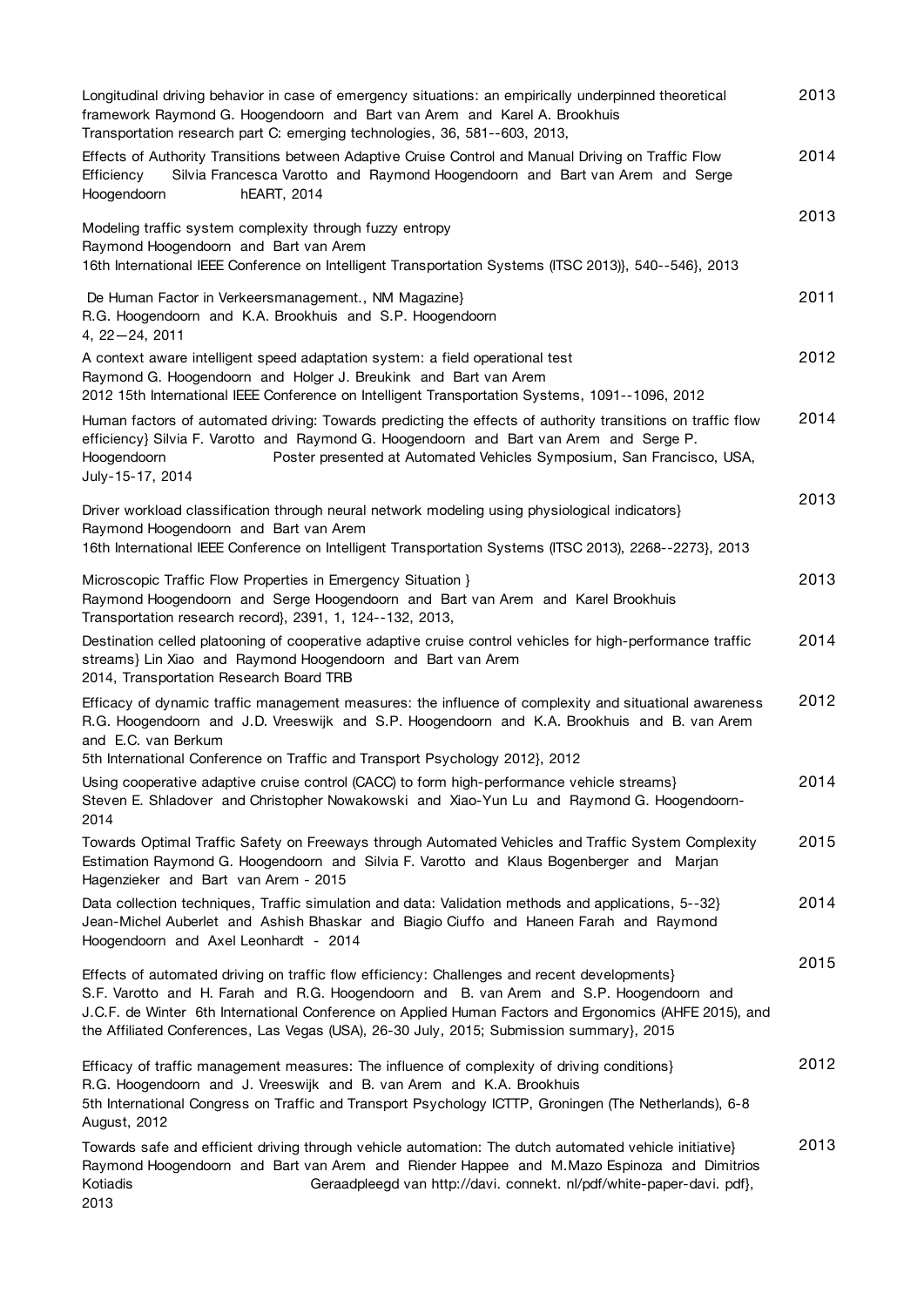| | |
|---|---|
| Longitudinal driving behavior in case of emergency situations: an empirically underpinned theoretical framework Raymond G. Hoogendoorn and Bart van Arem and Karel A. Brookhuis<br>Transportation research part C: emerging technologies, 36, 581--603, 2013, | 2013 |
| Effects of Authority Transitions between Adaptive Cruise Control and Manual Driving on Traffic Flow Efficiency Silvia Francesca Varotto and Raymond Hoogendoorn and Bart van Arem and Serge Hoogendoorn hEART, 2014 | 2014 |
| Modeling traffic system complexity through fuzzy entropy<br>Raymond Hoogendoorn and Bart van Arem<br>16th International IEEE Conference on Intelligent Transportation Systems (ITSC 2013)}, 540--546}, 2013 | 2013 |
| De Human Factor in Verkeersmanagement., NM Magazine}<br>R.G. Hoogendoorn and K.A. Brookhuis and S.P. Hoogendoorn<br>4, 22—24, 2011 | 2011 |
| A context aware intelligent speed adaptation system: a field operational test<br>Raymond G. Hoogendoorn and Holger J. Breukink and Bart van Arem<br>2012 15th International IEEE Conference on Intelligent Transportation Systems, 1091--1096, 2012 | 2012 |
| Human factors of automated driving: Towards predicting the effects of authority transitions on traffic flow efficiency} Silvia F. Varotto and Raymond G. Hoogendoorn and Bart van Arem and Serge P. Hoogendoorn Poster presented at Automated Vehicles Symposium, San Francisco, USA, July-15-17, 2014 | 2014 |
| Driver workload classification through neural network modeling using physiological indicators}<br>Raymond Hoogendoorn and Bart van Arem<br>16th International IEEE Conference on Intelligent Transportation Systems (ITSC 2013), 2268--2273}, 2013 | 2013 |
| Microscopic Traffic Flow Properties in Emergency Situation }<br>Raymond Hoogendoorn and Serge Hoogendoorn and Bart van Arem and Karel Brookhuis<br>Transportation research record}, 2391, 1, 124--132, 2013, | 2013 |
| Destination celled platooning of cooperative adaptive cruise control vehicles for high-performance traffic streams} Lin Xiao and Raymond Hoogendoorn and Bart van Arem<br>2014, Transportation Research Board TRB | 2014 |
| Efficacy of dynamic traffic management measures: the influence of complexity and situational awareness<br>R.G. Hoogendoorn and J.D. Vreeswijk and S.P. Hoogendoorn and K.A. Brookhuis and B. van Arem and E.C. van Berkum<br>5th International Conference on Traffic and Transport Psychology 2012}, 2012 | 2012 |
| Using cooperative adaptive cruise control (CACC) to form high-performance vehicle streams}<br>Steven E. Shladover and Christopher Nowakowski and Xiao-Yun Lu and Raymond G. Hoogendoorn-2014 | 2014 |
| Towards Optimal Traffic Safety on Freeways through Automated Vehicles and Traffic System Complexity Estimation Raymond G. Hoogendoorn and Silvia F. Varotto and Klaus Bogenberger and Marjan Hagenzieker and Bart van Arem - 2015 | 2015 |
| Data collection techniques, Traffic simulation and data: Validation methods and applications, 5--32}<br>Jean-Michel Auberlet and Ashish Bhaskar and Biagio Ciuffo and Haneen Farah and Raymond Hoogendoorn and Axel Leonhardt - 2014 | 2014 |
| Effects of automated driving on traffic flow efficiency: Challenges and recent developments}<br>S.F. Varotto and H. Farah and R.G. Hoogendoorn and B. van Arem and S.P. Hoogendoorn and J.C.F. de Winter 6th International Conference on Applied Human Factors and Ergonomics (AHFE 2015), and the Affiliated Conferences, Las Vegas (USA), 26-30 July, 2015; Submission summary}, 2015 | 2015 |
| Efficacy of traffic management measures: The influence of complexity of driving conditions}<br>R.G. Hoogendoorn and J. Vreeswijk and B. van Arem and K.A. Brookhuis<br>5th International Congress on Traffic and Transport Psychology ICTTP, Groningen (The Netherlands), 6-8 August, 2012 | 2012 |
| Towards safe and efficient driving through vehicle automation: The dutch automated vehicle initiative}<br>Raymond Hoogendoorn and Bart van Arem and Riender Happee and M.Mazo Espinoza and Dimitrios Kotiadis Geraadpleegd van http://davi. connekt. nl/pdf/white-paper-davi. pdf},<br>2013 | 2013 |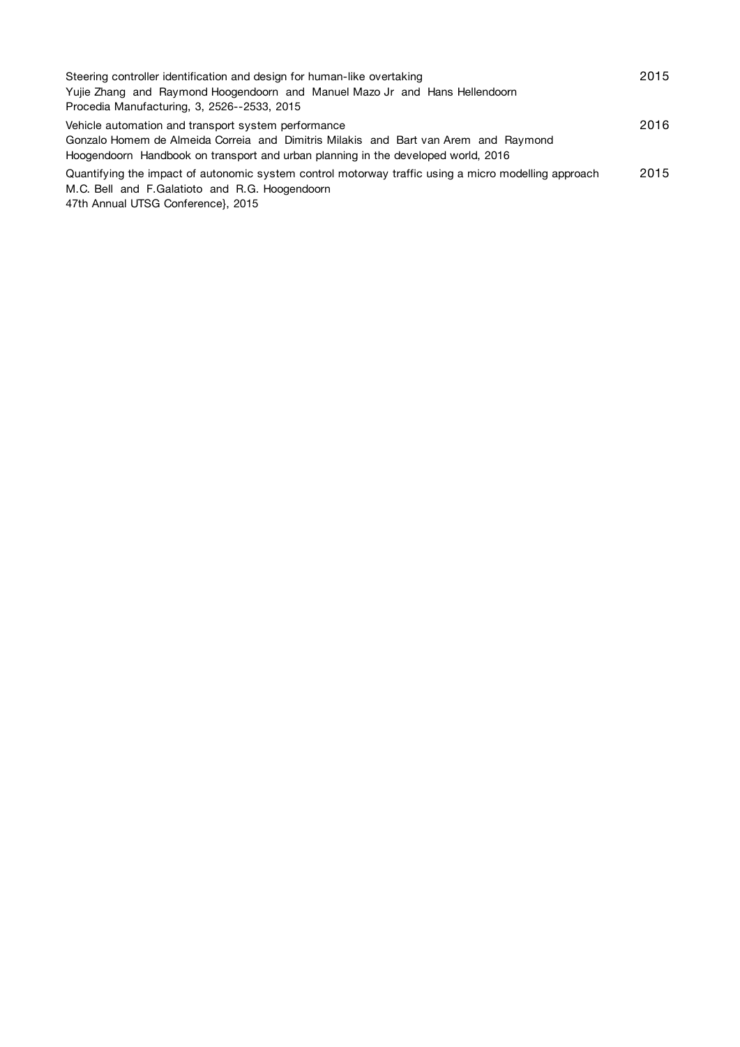Steering controller identification and design for human-like overtaking
Yujie Zhang and Raymond Hoogendoorn and Manuel Mazo Jr and Hans Hellendoorn
Procedia Manufacturing, 3, 2526--2533, 2015 — 2015

Vehicle automation and transport system performance
Gonzalo Homem de Almeida Correia and Dimitris Milakis and Bart van Arem and Raymond Hoogendoorn Handbook on transport and urban planning in the developed world, 2016 — 2016

Quantifying the impact of autonomic system control motorway traffic using a micro modelling approach
M.C. Bell and F.Galatioto and R.G. Hoogendoorn
47th Annual UTSG Conference}, 2015 — 2015